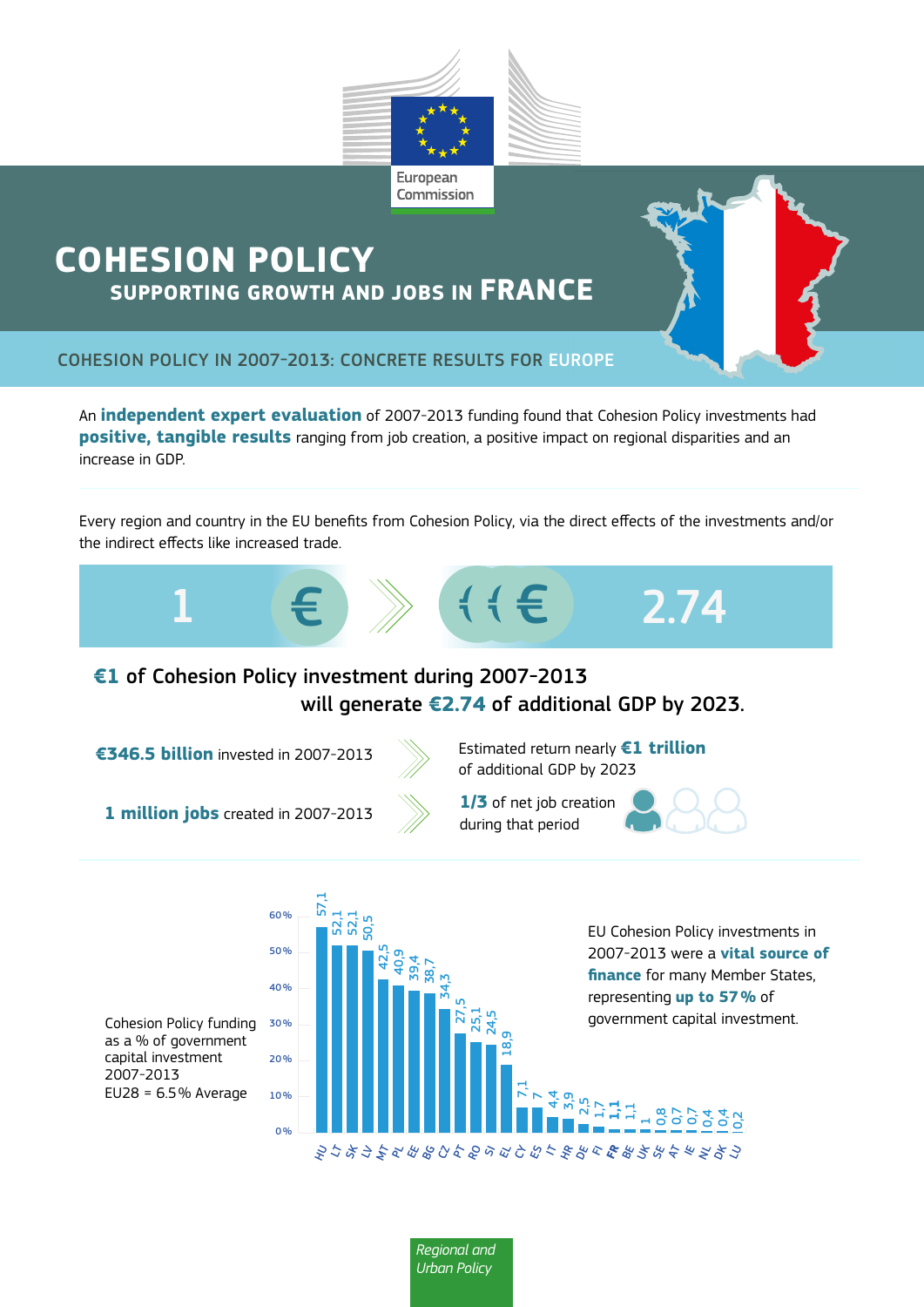European Commission

# COHESION POLICY

## SUPPORTING GROWTH AND JOBS IN FRANCE

### COHESION POLICY IN 2007-2013: CONCRETE RESULTS FOR EUROPE

An **independent expert evaluation** of 2007-2013 funding found that Cohesion Policy investments had **positive, tangible results** ranging from job creation, a positive impact on regional disparities and an increase in GDP.

Every region and country in the EU benefits from Cohesion Policy, via the direct effects of the investments and/or the indirect effects like increased trade.

1 € → €€€ 2.74

**€1** of Cohesion Policy investment during 2007-2013 will generate **€2.74** of additional GDP by 2023.

**€346.5 billion** invested in 2007-2013 → Estimated return nearly **€1 trillion** of additional GDP by 2023

**1 million jobs** created in 2007-2013 → **1/3** of net job creation during that period

Cohesion Policy funding as a % of government capital investment 2007-2013
EU28 = 6.5% Average

| Country | % |
|---|---|
| HU | 57,1 |
| LT | 52,1 |
| SK | 52,1 |
| LV | 50,5 |
| MT | 42,5 |
| PL | 40,9 |
| EE | 39,4 |
| BG | 38,7 |
| CZ | 34,3 |
| PT | 27,5 |
| RO | 25,1 |
| SI | 24,5 |
| EL | 18,9 |
| CY | 7,1 |
| ES | 7 |
| IT | 4,4 |
| HR | 3,9 |
| DE | 2,5 |
| FI | 1,7 |
| **FR** | **1,1** |
| BE | 1,1 |
| UK | 1 |
| SE | 0,8 |
| AT | 0,7 |
| IE | 0,7 |
| NL | 0,4 |
| DK | 0,4 |
| LU | 0,2 |

EU Cohesion Policy investments in 2007-2013 were a **vital source of finance** for many Member States, representing **up to 57%** of government capital investment.

*Regional and Urban Policy*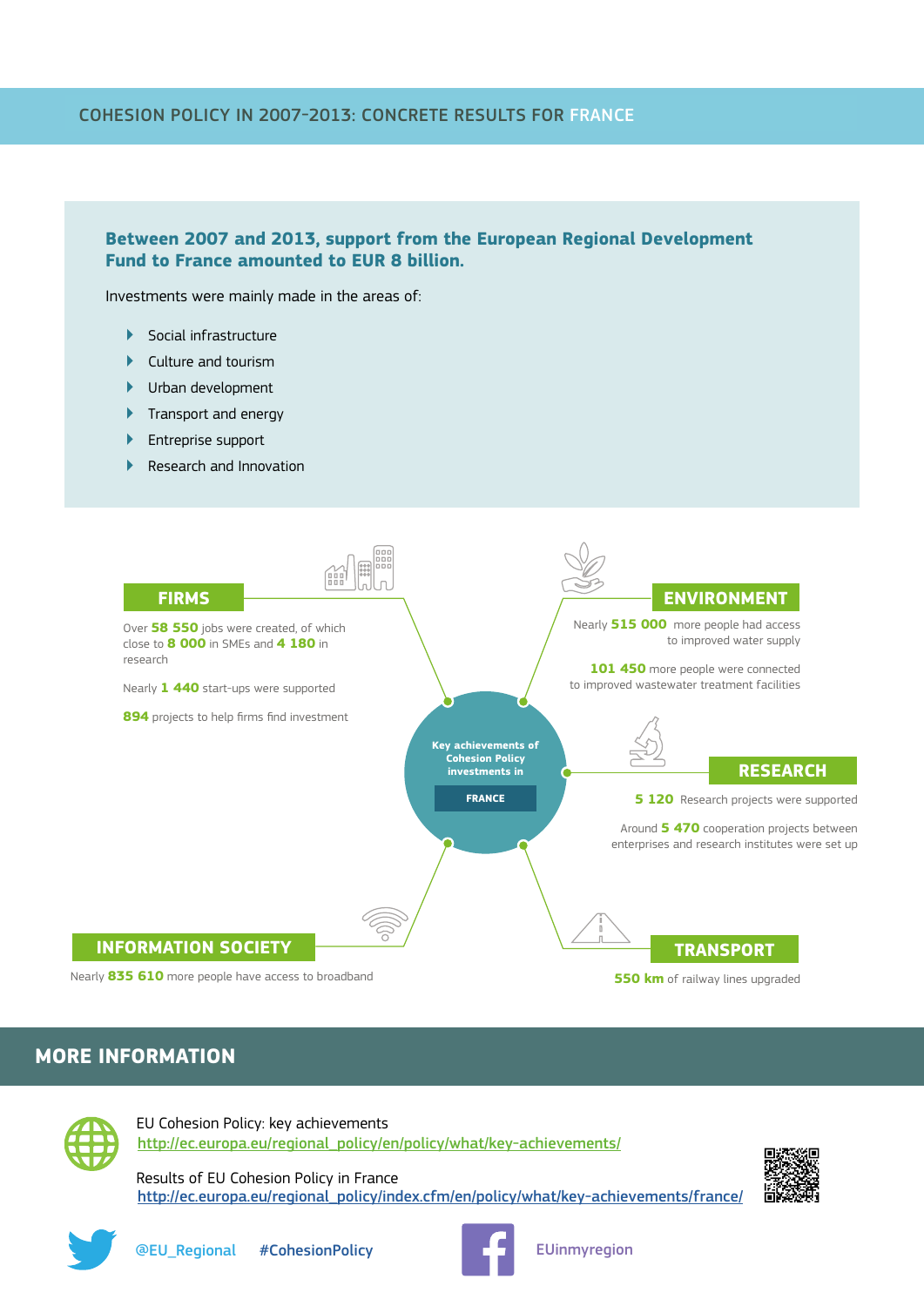# COHESION POLICY IN 2007-2013: CONCRETE RESULTS FOR FRANCE

**Between 2007 and 2013, support from the European Regional Development Fund to France amounted to EUR 8 billion.**

Investments were mainly made in the areas of:

- Social infrastructure
- Culture and tourism
- Urban development
- Transport and energy
- Entreprise support
- Research and Innovation

**Key achievements of Cohesion Policy investments in FRANCE**

### FIRMS

Over **58 550** jobs were created, of which close to **8 000** in SMEs and **4 180** in research

Nearly **1 440** start-ups were supported

**894** projects to help firms find investment

### ENVIRONMENT

Nearly **515 000** more people had access to improved water supply

**101 450** more people were connected to improved wastewater treatment facilities

### RESEARCH

**5 120** Research projects were supported

Around **5 470** cooperation projects between enterprises and research institutes were set up

### INFORMATION SOCIETY

Nearly **835 610** more people have access to broadband

### TRANSPORT

**550 km** of railway lines upgraded

## MORE INFORMATION

EU Cohesion Policy: key achievements
http://ec.europa.eu/regional_policy/en/policy/what/key-achievements/

Results of EU Cohesion Policy in France
http://ec.europa.eu/regional_policy/index.cfm/en/policy/what/key-achievements/france/

@EU_Regional #CohesionPolicy

EUinmyregion